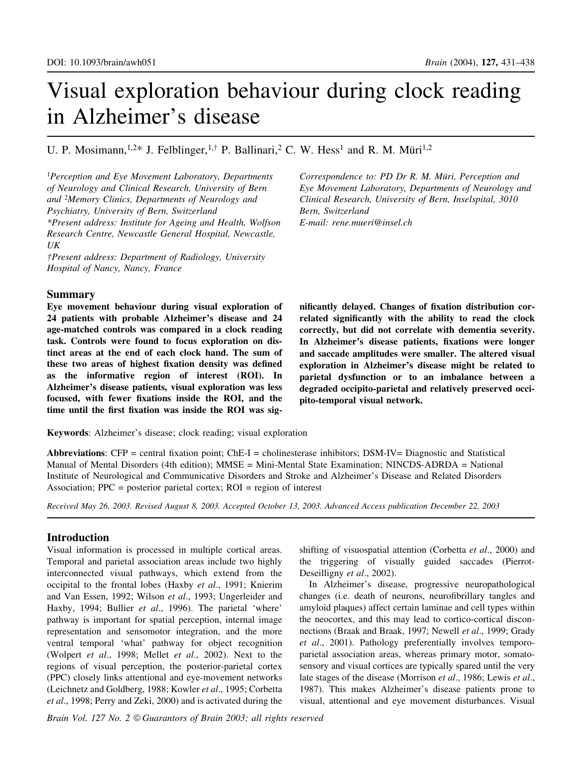DOI: 10.1093/brain/awh051

# Visual exploration behaviour during clock reading in Alzheimer's disease

U. P. Mosimann,[1,2]* J. Felblinger,[1,†] P. Ballinari,[2] C. W. Hess[1] and R. M. Müri[1,2]

[1]*Perception and Eye Movement Laboratory, Departments of Neurology and Clinical Research, University of Bern and* [2]*Memory Clinics, Departments of Neurology and Psychiatry, University of Bern, Switzerland*
**Present address: Institute for Ageing and Health, Wolfson Research Centre, Newcastle General Hospital, Newcastle, UK*
*†Present address: Department of Radiology, University Hospital of Nancy, Nancy, France*

*Correspondence to: PD Dr R. M. Müri, Perception and Eye Movement Laboratory, Departments of Neurology and Clinical Research, University of Bern, Inselspital, 3010 Bern, Switzerland*
*E-mail: rene.mueri@insel.ch*

## Summary

**Eye movement behaviour during visual exploration of 24 patients with probable Alzheimer's disease and 24 age-matched controls was compared in a clock reading task. Controls were found to focus exploration on distinct areas at the end of each clock hand. The sum of these two areas of highest fixation density was defined as the informative region of interest (ROI). In Alzheimer's disease patients, visual exploration was less focused, with fewer fixations inside the ROI, and the time until the first fixation was inside the ROI was significantly delayed. Changes of fixation distribution correlated significantly with the ability to read the clock correctly, but did not correlate with dementia severity. In Alzheimer's disease patients, fixations were longer and saccade amplitudes were smaller. The altered visual exploration in Alzheimer's disease might be related to parietal dysfunction or to an imbalance between a degraded occipito-parietal and relatively preserved occipito-temporal visual network.**

**Keywords**: Alzheimer's disease; clock reading; visual exploration

**Abbreviations**: CFP = central fixation point; ChE-I = cholinesterase inhibitors; DSM-IV= Diagnostic and Statistical Manual of Mental Disorders (4th edition); MMSE = Mini-Mental State Examination; NINCDS-ADRDA = National Institute of Neurological and Communicative Disorders and Stroke and Alzheimer's Disease and Related Disorders Association; PPC = posterior parietal cortex; ROI = region of interest

*Received May 26, 2003. Revised August 8, 2003. Accepted October 13, 2003. Advanced Access publication December 22, 2003*

## Introduction

Visual information is processed in multiple cortical areas. Temporal and parietal association areas include two highly interconnected visual pathways, which extend from the occipital to the frontal lobes (Haxby *et al*., 1991; Knierim and Van Essen, 1992; Wilson *et al*., 1993; Ungerleider and Haxby, 1994; Bullier *et al*., 1996). The parietal 'where' pathway is important for spatial perception, internal image representation and sensomotor integration, and the more ventral temporal 'what' pathway for object recognition (Wolpert *et al*., 1998; Mellet *et al*., 2002). Next to the regions of visual perception, the posterior-parietal cortex (PPC) closely links attentional and eye-movement networks (Leichnetz and Goldberg, 1988; Kowler *et al*., 1995; Corbetta *et al*., 1998; Perry and Zeki, 2000) and is activated during the shifting of visuospatial attention (Corbetta *et al*., 2000) and the triggering of visually guided saccades (Pierrot-Deseilligny *et al*., 2002).

In Alzheimer's disease, progressive neuropathological changes (i.e. death of neurons, neurofibrillary tangles and amyloid plaques) affect certain laminae and cell types within the neocortex, and this may lead to cortico-cortical disconnections (Braak and Braak, 1997; Newell *et al*., 1999; Grady *et al*., 2001). Pathology preferentially involves temporo-parietal association areas, whereas primary motor, somatosensory and visual cortices are typically spared until the very late stages of the disease (Morrison *et al*., 1986; Lewis *et al*., 1987). This makes Alzheimer's disease patients prone to visual, attentional and eye movement disturbances. Visual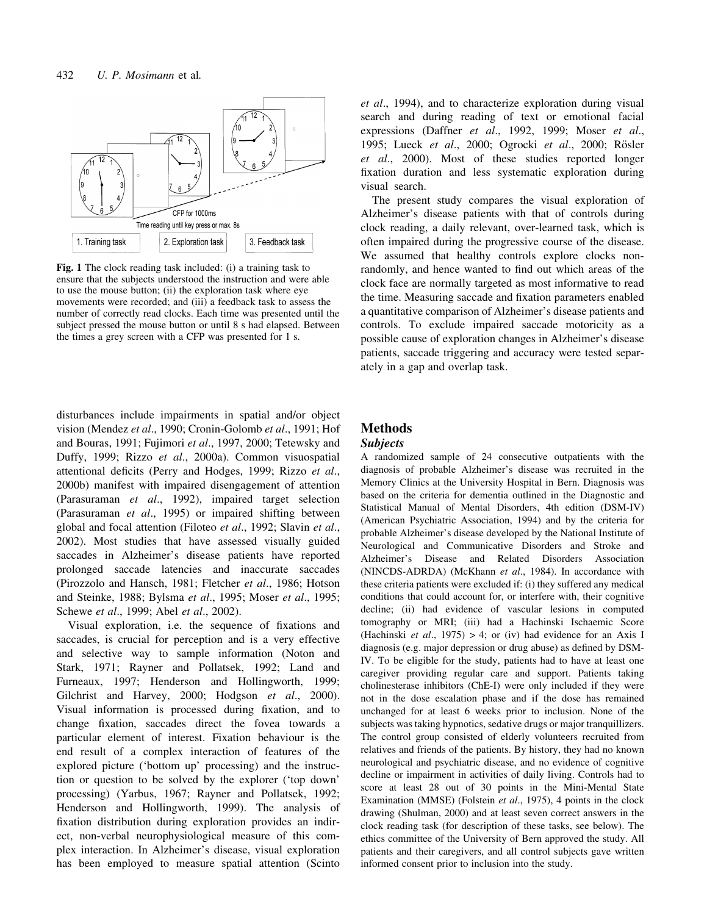Fig. 1 The clock reading task included: (i) a training task to ensure that the subjects understood the instruction and were able to use the mouse button; (ii) the exploration task where eye movements were recorded; and (iii) a feedback task to assess the number of correctly read clocks. Each time was presented until the subject pressed the mouse button or until 8 s had elapsed. Between the times a grey screen with a CFP was presented for 1 s.

disturbances include impairments in spatial and/or object vision (Mendez *et al*., 1990; Cronin-Golomb *et al*., 1991; Hof and Bouras, 1991; Fujimori *et al*., 1997, 2000; Tetewsky and Duffy, 1999; Rizzo *et al*., 2000a). Common visuospatial attentional deficits (Perry and Hodges, 1999; Rizzo *et al*., 2000b) manifest with impaired disengagement of attention (Parasuraman *et al*., 1992), impaired target selection (Parasuraman *et al*., 1995) or impaired shifting between global and focal attention (Filoteo *et al*., 1992; Slavin *et al*., 2002). Most studies that have assessed visually guided saccades in Alzheimer's disease patients have reported prolonged saccade latencies and inaccurate saccades (Pirozzolo and Hansch, 1981; Fletcher *et al*., 1986; Hotson and Steinke, 1988; Bylsma *et al*., 1995; Moser *et al*., 1995; Schewe *et al*., 1999; Abel *et al*., 2002).

Visual exploration, i.e. the sequence of fixations and saccades, is crucial for perception and is a very effective and selective way to sample information (Noton and Stark, 1971; Rayner and Pollatsek, 1992; Land and Furneaux, 1997; Henderson and Hollingworth, 1999; Gilchrist and Harvey, 2000; Hodgson *et al*., 2000). Visual information is processed during fixation, and to change fixation, saccades direct the fovea towards a particular element of interest. Fixation behaviour is the end result of a complex interaction of features of the explored picture ('bottom up' processing) and the instruction or question to be solved by the explorer ('top down' processing) (Yarbus, 1967; Rayner and Pollatsek, 1992; Henderson and Hollingworth, 1999). The analysis of fixation distribution during exploration provides an indirect, non-verbal neurophysiological measure of this complex interaction. In Alzheimer's disease, visual exploration has been employed to measure spatial attention (Scinto *et al*., 1994), and to characterize exploration during visual search and during reading of text or emotional facial expressions (Daffner *et al*., 1992, 1999; Moser *et al*., 1995; Lueck *et al*., 2000; Ogrocki *et al*., 2000; Rösler *et al*., 2000). Most of these studies reported longer fixation duration and less systematic exploration during visual search.

The present study compares the visual exploration of Alzheimer's disease patients with that of controls during clock reading, a daily relevant, over-learned task, which is often impaired during the progressive course of the disease. We assumed that healthy controls explore clocks non-randomly, and hence wanted to find out which areas of the clock face are normally targeted as most informative to read the time. Measuring saccade and fixation parameters enabled a quantitative comparison of Alzheimer's disease patients and controls. To exclude impaired saccade motoricity as a possible cause of exploration changes in Alzheimer's disease patients, saccade triggering and accuracy were tested separately in a gap and overlap task.

## Methods

### *Subjects*

A randomized sample of 24 consecutive outpatients with the diagnosis of probable Alzheimer's disease was recruited in the Memory Clinics at the University Hospital in Bern. Diagnosis was based on the criteria for dementia outlined in the Diagnostic and Statistical Manual of Mental Disorders, 4th edition (DSM-IV) (American Psychiatric Association, 1994) and by the criteria for probable Alzheimer's disease developed by the National Institute of Neurological and Communicative Disorders and Stroke and Alzheimer's Disease and Related Disorders Association (NINCDS-ADRDA) (McKhann *et al*., 1984). In accordance with these criteria patients were excluded if: (i) they suffered any medical conditions that could account for, or interfere with, their cognitive decline; (ii) had evidence of vascular lesions in computed tomography or MRI; (iii) had a Hachinski Ischaemic Score (Hachinski *et al*., 1975) > 4; or (iv) had evidence for an Axis I diagnosis (e.g. major depression or drug abuse) as defined by DSM-IV. To be eligible for the study, patients had to have at least one caregiver providing regular care and support. Patients taking cholinesterase inhibitors (ChE-I) were only included if they were not in the dose escalation phase and if the dose has remained unchanged for at least 6 weeks prior to inclusion. None of the subjects was taking hypnotics, sedative drugs or major tranquillizers. The control group consisted of elderly volunteers recruited from relatives and friends of the patients. By history, they had no known neurological and psychiatric disease, and no evidence of cognitive decline or impairment in activities of daily living. Controls had to score at least 28 out of 30 points in the Mini-Mental State Examination (MMSE) (Folstein *et al*., 1975), 4 points in the clock drawing (Shulman, 2000) and at least seven correct answers in the clock reading task (for description of these tasks, see below). The ethics committee of the University of Bern approved the study. All patients and their caregivers, and all control subjects gave written informed consent prior to inclusion into the study.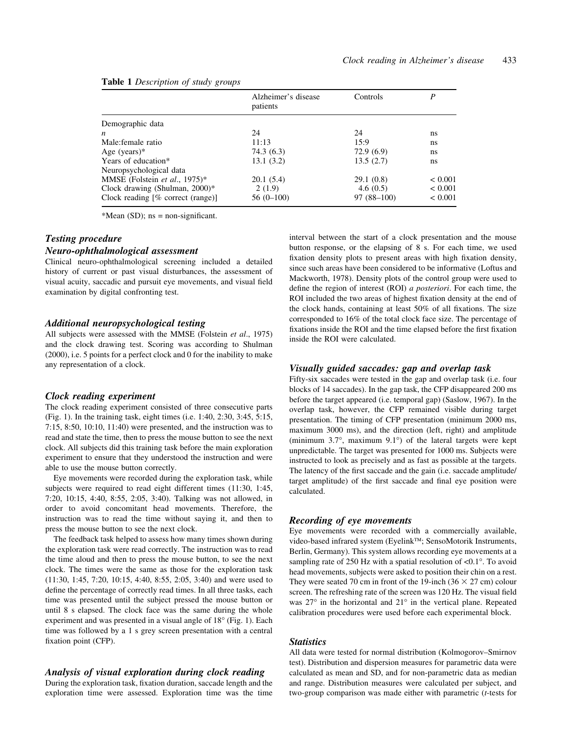**Table 1** *Description of study groups*

| | Alzheimer's disease patients | Controls | *P* |
|---|---|---|---|
| Demographic data | | | |
| *n* | 24 | 24 | ns |
| Male:female ratio | 11:13 | 15:9 | ns |
| Age (years)* | 74.3 (6.3) | 72.9 (6.9) | ns |
| Years of education* | 13.1 (3.2) | 13.5 (2.7) | ns |
| Neuropsychological data | | | |
| MMSE (Folstein *et al*., 1975)* | 20.1 (5.4) | 29.1 (0.8) | < 0.001 |
| Clock drawing (Shulman, 2000)* | 2 (1.9) | 4.6 (0.5) | < 0.001 |
| Clock reading [% correct (range)] | 56 (0–100) | 97 (88–100) | < 0.001 |

*Mean (SD); ns = non-significant.

### *Testing procedure*

### *Neuro-ophthalmological assessment*

Clinical neuro-ophthalmological screening included a detailed history of current or past visual disturbances, the assessment of visual acuity, saccadic and pursuit eye movements, and visual field examination by digital confronting test.

### *Additional neuropsychological testing*

All subjects were assessed with the MMSE (Folstein *et al*., 1975) and the clock drawing test. Scoring was according to Shulman (2000), i.e. 5 points for a perfect clock and 0 for the inability to make any representation of a clock.

### *Clock reading experiment*

The clock reading experiment consisted of three consecutive parts (Fig. 1). In the training task, eight times (i.e. 1:40, 2:30, 3:45, 5:15, 7:15, 8:50, 10:10, 11:40) were presented, and the instruction was to read and state the time, then to press the mouse button to see the next clock. All subjects did this training task before the main exploration experiment to ensure that they understood the instruction and were able to use the mouse button correctly.

Eye movements were recorded during the exploration task, while subjects were required to read eight different times (11:30, 1:45, 7:20, 10:15, 4:40, 8:55, 2:05, 3:40). Talking was not allowed, in order to avoid concomitant head movements. Therefore, the instruction was to read the time without saying it, and then to press the mouse button to see the next clock.

The feedback task helped to assess how many times shown during the exploration task were read correctly. The instruction was to read the time aloud and then to press the mouse button, to see the next clock. The times were the same as those for the exploration task (11:30, 1:45, 7:20, 10:15, 4:40, 8:55, 2:05, 3:40) and were used to define the percentage of correctly read times. In all three tasks, each time was presented until the subject pressed the mouse button or until 8 s elapsed. The clock face was the same during the whole experiment and was presented in a visual angle of 18° (Fig. 1). Each time was followed by a 1 s grey screen presentation with a central fixation point (CFP).

### *Analysis of visual exploration during clock reading*

During the exploration task, fixation duration, saccade length and the exploration time were assessed. Exploration time was the time interval between the start of a clock presentation and the mouse button response, or the elapsing of 8 s. For each time, we used fixation density plots to present areas with high fixation density, since such areas have been considered to be informative (Loftus and Mackworth, 1978). Density plots of the control group were used to define the region of interest (ROI) *a posteriori*. For each time, the ROI included the two areas of highest fixation density at the end of the clock hands, containing at least 50% of all fixations. The size corresponded to 16% of the total clock face size. The percentage of fixations inside the ROI and the time elapsed before the first fixation inside the ROI were calculated.

### *Visually guided saccades: gap and overlap task*

Fifty-six saccades were tested in the gap and overlap task (i.e. four blocks of 14 saccades). In the gap task, the CFP disappeared 200 ms before the target appeared (i.e. temporal gap) (Saslow, 1967). In the overlap task, however, the CFP remained visible during target presentation. The timing of CFP presentation (minimum 2000 ms, maximum 3000 ms), and the direction (left, right) and amplitude (minimum 3.7°, maximum 9.1°) of the lateral targets were kept unpredictable. The target was presented for 1000 ms. Subjects were instructed to look as precisely and as fast as possible at the targets. The latency of the first saccade and the gain (i.e. saccade amplitude/target amplitude) of the first saccade and final eye position were calculated.

### *Recording of eye movements*

Eye movements were recorded with a commercially available, video-based infrared system (Eyelink™; SensoMotorik Instruments, Berlin, Germany). This system allows recording eye movements at a sampling rate of 250 Hz with a spatial resolution of <0.1°. To avoid head movements, subjects were asked to position their chin on a rest. They were seated 70 cm in front of the 19-inch (36 × 27 cm) colour screen. The refreshing rate of the screen was 120 Hz. The visual field was 27° in the horizontal and 21° in the vertical plane. Repeated calibration procedures were used before each experimental block.

### *Statistics*

All data were tested for normal distribution (Kolmogorov–Smirnov test). Distribution and dispersion measures for parametric data were calculated as mean and SD, and for non-parametric data as median and range. Distribution measures were calculated per subject, and two-group comparison was made either with parametric (*t*-tests for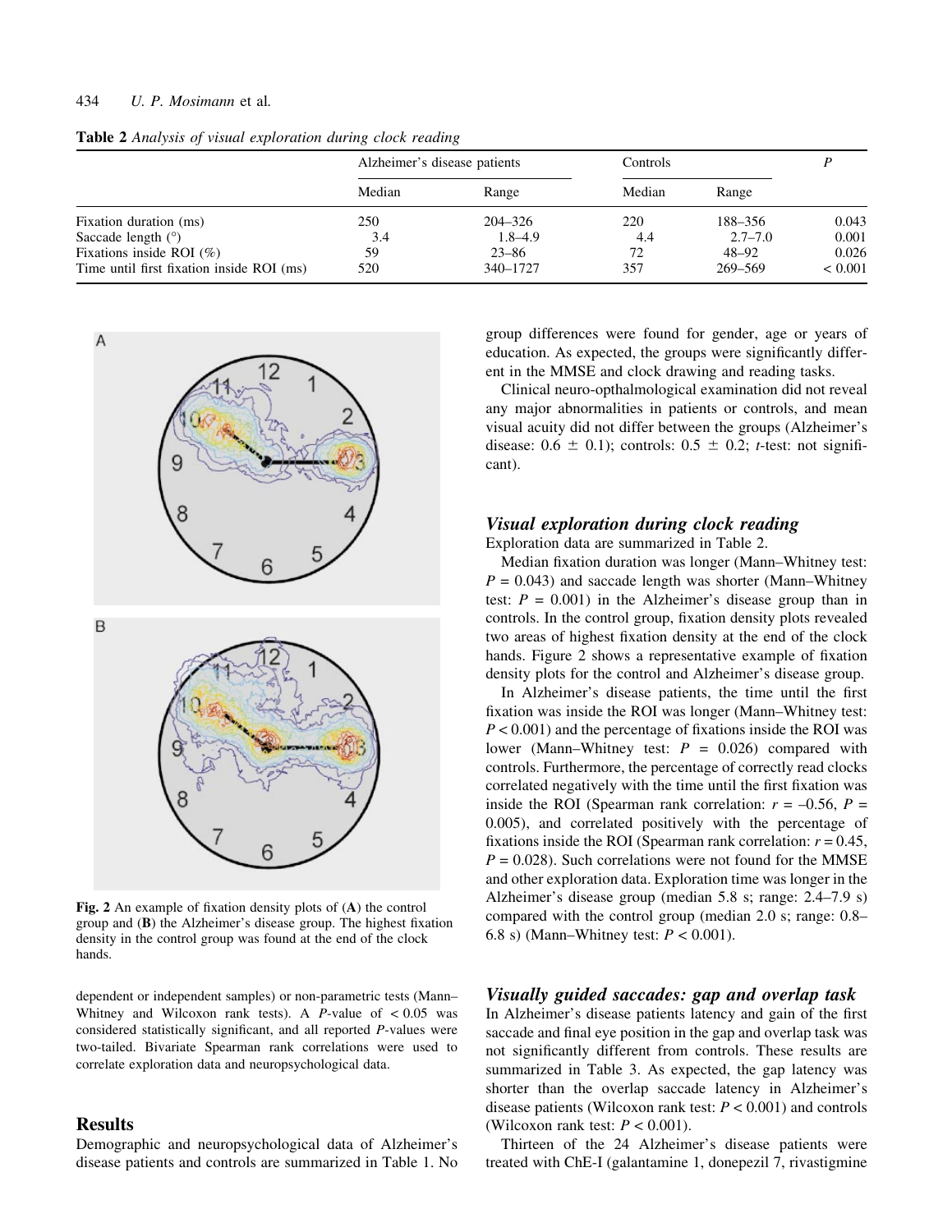**Table 2** *Analysis of visual exploration during clock reading*

| | Alzheimer's disease patients | | Controls | | $P$ |
|---|---|---|---|---|---|
| | Median | Range | Median | Range | |
| Fixation duration (ms) | 250 | 204–326 | 220 | 188–356 | 0.043 |
| Saccade length (°) | 3.4 | 1.8–4.9 | 4.4 | 2.7–7.0 | 0.001 |
| Fixations inside ROI (%) | 59 | 23–86 | 72 | 48–92 | 0.026 |
| Time until first fixation inside ROI (ms) | 520 | 340–1727 | 357 | 269–569 | < 0.001 |

**Fig. 2** An example of fixation density plots of (**A**) the control group and (**B**) the Alzheimer's disease group. The highest fixation density in the control group was found at the end of the clock hands.

dependent or independent samples) or non-parametric tests (Mann–Whitney and Wilcoxon rank tests). A $P$-value of $< 0.05$ was considered statistically significant, and all reported $P$-values were two-tailed. Bivariate Spearman rank correlations were used to correlate exploration data and neuropsychological data.

## Results

Demographic and neuropsychological data of Alzheimer's disease patients and controls are summarized in Table 1. No group differences were found for gender, age or years of education. As expected, the groups were significantly different in the MMSE and clock drawing and reading tasks.

Clinical neuro-opthalmological examination did not reveal any major abnormalities in patients or controls, and mean visual acuity did not differ between the groups (Alzheimer's disease: $0.6 \pm 0.1$); controls: $0.5 \pm 0.2$; $t$-test: not significant).

### *Visual exploration during clock reading*

Exploration data are summarized in Table 2.

Median fixation duration was longer (Mann–Whitney test: $P = 0.043$) and saccade length was shorter (Mann–Whitney test: $P = 0.001$) in the Alzheimer's disease group than in controls. In the control group, fixation density plots revealed two areas of highest fixation density at the end of the clock hands. Figure 2 shows a representative example of fixation density plots for the control and Alzheimer's disease group.

In Alzheimer's disease patients, the time until the first fixation was inside the ROI was longer (Mann–Whitney test: $P < 0.001$) and the percentage of fixations inside the ROI was lower (Mann–Whitney test: $P = 0.026$) compared with controls. Furthermore, the percentage of correctly read clocks correlated negatively with the time until the first fixation was inside the ROI (Spearman rank correlation: $r = -0.56$, $P = 0.005$), and correlated positively with the percentage of fixations inside the ROI (Spearman rank correlation: $r = 0.45$, $P = 0.028$). Such correlations were not found for the MMSE and other exploration data. Exploration time was longer in the Alzheimer's disease group (median 5.8 s; range: 2.4–7.9 s) compared with the control group (median 2.0 s; range: 0.8–6.8 s) (Mann–Whitney test: $P < 0.001$).

### *Visually guided saccades: gap and overlap task*

In Alzheimer's disease patients latency and gain of the first saccade and final eye position in the gap and overlap task was not significantly different from controls. These results are summarized in Table 3. As expected, the gap latency was shorter than the overlap saccade latency in Alzheimer's disease patients (Wilcoxon rank test: $P < 0.001$) and controls (Wilcoxon rank test: $P < 0.001$).

Thirteen of the 24 Alzheimer's disease patients were treated with ChE-I (galantamine 1, donepezil 7, rivastigmine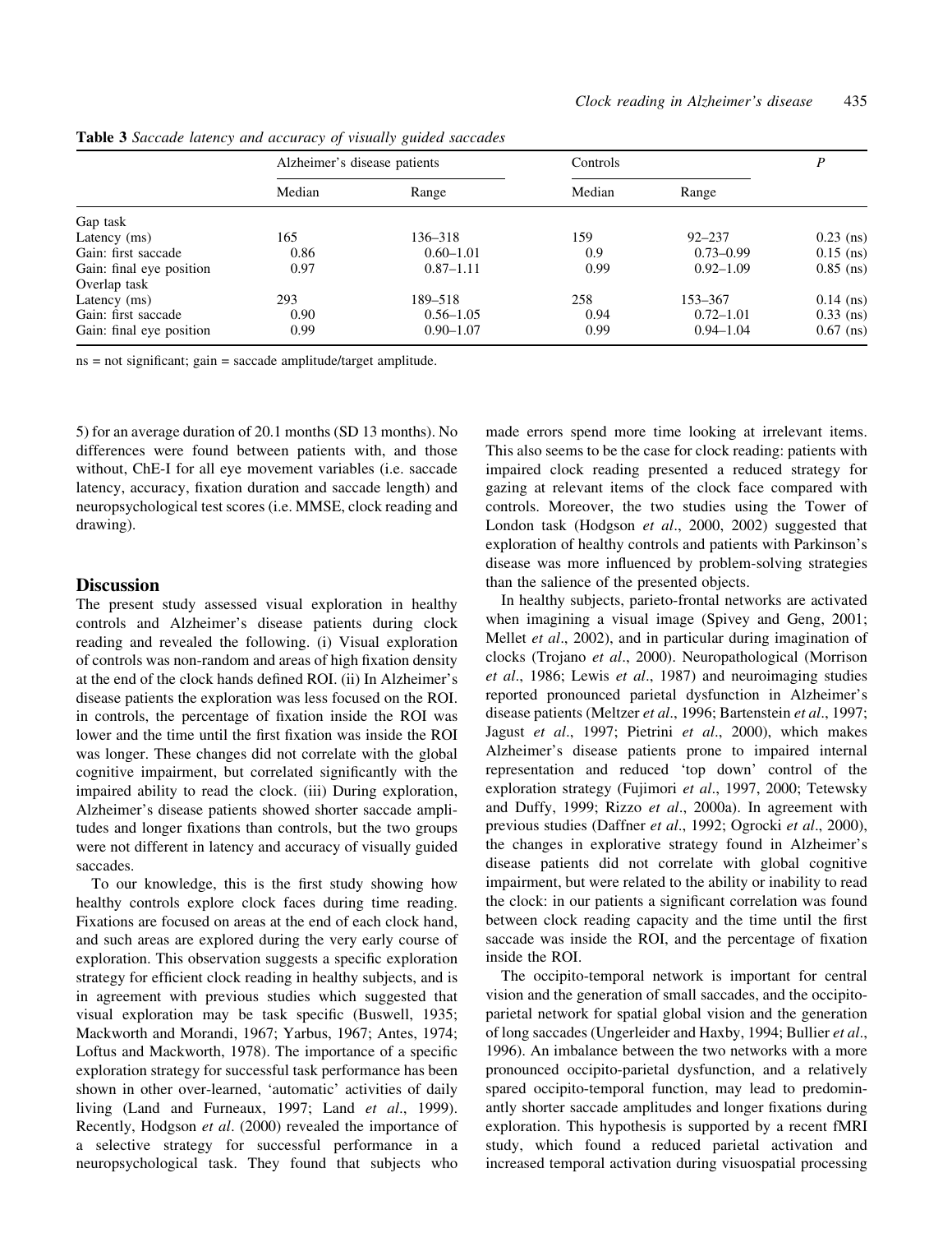**Table 3** *Saccade latency and accuracy of visually guided saccades*

| | Alzheimer's disease patients | | Controls | | *P* |
|---|---|---|---|---|---|
| | Median | Range | Median | Range | |
| Gap task | | | | | |
| Latency (ms) | 165 | 136–318 | 159 | 92–237 | 0.23 (ns) |
| Gain: first saccade | 0.86 | 0.60–1.01 | 0.9 | 0.73–0.99 | 0.15 (ns) |
| Gain: final eye position | 0.97 | 0.87–1.11 | 0.99 | 0.92–1.09 | 0.85 (ns) |
| Overlap task | | | | | |
| Latency (ms) | 293 | 189–518 | 258 | 153–367 | 0.14 (ns) |
| Gain: first saccade | 0.90 | 0.56–1.05 | 0.94 | 0.72–1.01 | 0.33 (ns) |
| Gain: final eye position | 0.99 | 0.90–1.07 | 0.99 | 0.94–1.04 | 0.67 (ns) |

ns = not significant; gain = saccade amplitude/target amplitude.

5) for an average duration of 20.1 months (SD 13 months). No differences were found between patients with, and those without, ChE-I for all eye movement variables (i.e. saccade latency, accuracy, fixation duration and saccade length) and neuropsychological test scores (i.e. MMSE, clock reading and drawing).

## Discussion

The present study assessed visual exploration in healthy controls and Alzheimer's disease patients during clock reading and revealed the following. (i) Visual exploration of controls was non-random and areas of high fixation density at the end of the clock hands defined ROI. (ii) In Alzheimer's disease patients the exploration was less focused on the ROI. in controls, the percentage of fixation inside the ROI was lower and the time until the first fixation was inside the ROI was longer. These changes did not correlate with the global cognitive impairment, but correlated significantly with the impaired ability to read the clock. (iii) During exploration, Alzheimer's disease patients showed shorter saccade amplitudes and longer fixations than controls, but the two groups were not different in latency and accuracy of visually guided saccades.

To our knowledge, this is the first study showing how healthy controls explore clock faces during time reading. Fixations are focused on areas at the end of each clock hand, and such areas are explored during the very early course of exploration. This observation suggests a specific exploration strategy for efficient clock reading in healthy subjects, and is in agreement with previous studies which suggested that visual exploration may be task specific (Buswell, 1935; Mackworth and Morandi, 1967; Yarbus, 1967; Antes, 1974; Loftus and Mackworth, 1978). The importance of a specific exploration strategy for successful task performance has been shown in other over-learned, 'automatic' activities of daily living (Land and Furneaux, 1997; Land *et al*., 1999). Recently, Hodgson *et al*. (2000) revealed the importance of a selective strategy for successful performance in a neuropsychological task. They found that subjects who made errors spend more time looking at irrelevant items. This also seems to be the case for clock reading: patients with impaired clock reading presented a reduced strategy for gazing at relevant items of the clock face compared with controls. Moreover, the two studies using the Tower of London task (Hodgson *et al*., 2000, 2002) suggested that exploration of healthy controls and patients with Parkinson's disease was more influenced by problem-solving strategies than the salience of the presented objects.

In healthy subjects, parieto-frontal networks are activated when imagining a visual image (Spivey and Geng, 2001; Mellet *et al*., 2002), and in particular during imagination of clocks (Trojano *et al*., 2000). Neuropathological (Morrison *et al*., 1986; Lewis *et al*., 1987) and neuroimaging studies reported pronounced parietal dysfunction in Alzheimer's disease patients (Meltzer *et al*., 1996; Bartenstein *et al*., 1997; Jagust *et al*., 1997; Pietrini *et al*., 2000), which makes Alzheimer's disease patients prone to impaired internal representation and reduced 'top down' control of the exploration strategy (Fujimori *et al*., 1997, 2000; Tetewsky and Duffy, 1999; Rizzo *et al*., 2000a). In agreement with previous studies (Daffner *et al*., 1992; Ogrocki *et al*., 2000), the changes in explorative strategy found in Alzheimer's disease patients did not correlate with global cognitive impairment, but were related to the ability or inability to read the clock: in our patients a significant correlation was found between clock reading capacity and the time until the first saccade was inside the ROI, and the percentage of fixation inside the ROI.

The occipito-temporal network is important for central vision and the generation of small saccades, and the occipito-parietal network for spatial global vision and the generation of long saccades (Ungerleider and Haxby, 1994; Bullier *et al*., 1996). An imbalance between the two networks with a more pronounced occipito-parietal dysfunction, and a relatively spared occipito-temporal function, may lead to predominantly shorter saccade amplitudes and longer fixations during exploration. This hypothesis is supported by a recent fMRI study, which found a reduced parietal activation and increased temporal activation during visuospatial processing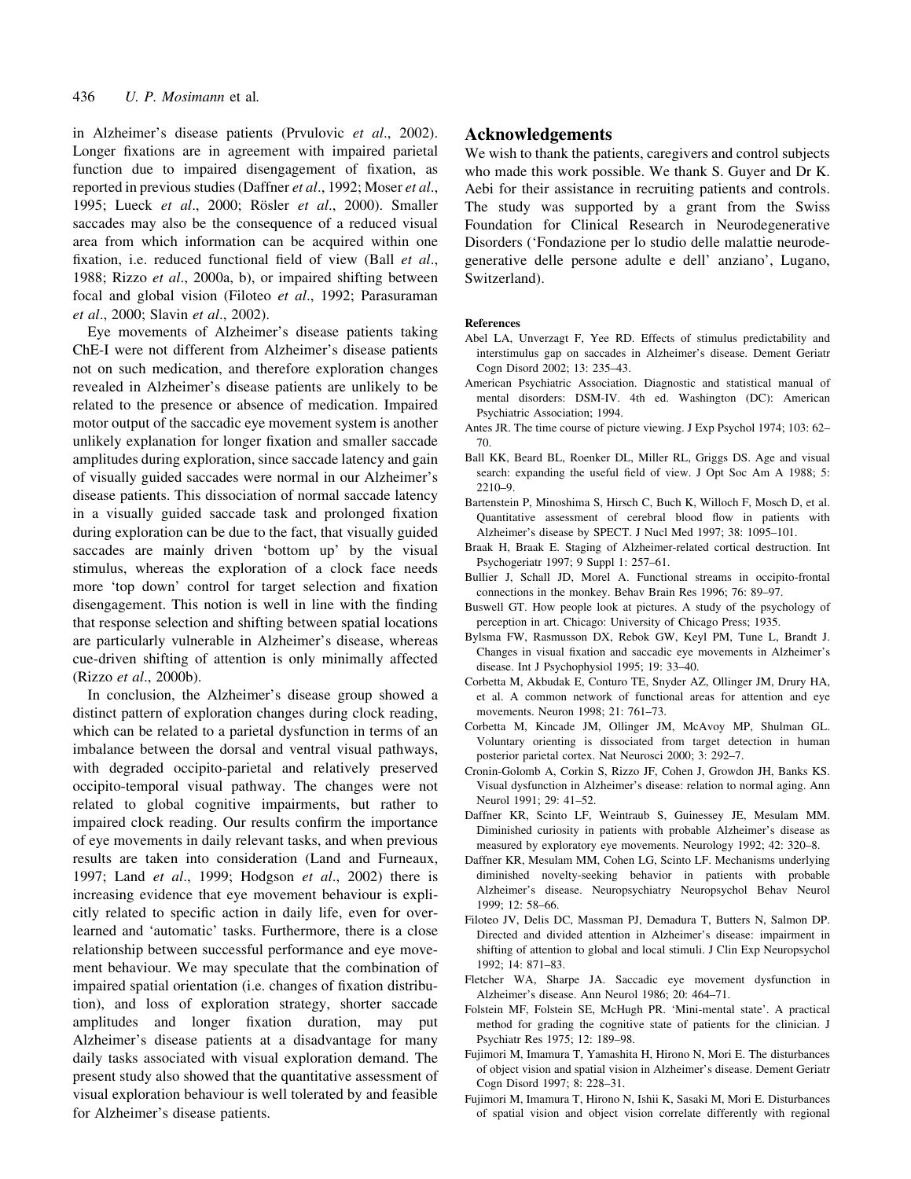in Alzheimer's disease patients (Prvulovic *et al*., 2002). Longer fixations are in agreement with impaired parietal function due to impaired disengagement of fixation, as reported in previous studies (Daffner *et al*., 1992; Moser *et al*., 1995; Lueck *et al*., 2000; Rösler *et al*., 2000). Smaller saccades may also be the consequence of a reduced visual area from which information can be acquired within one fixation, i.e. reduced functional field of view (Ball *et al*., 1988; Rizzo *et al*., 2000a, b), or impaired shifting between focal and global vision (Filoteo *et al*., 1992; Parasuraman *et al*., 2000; Slavin *et al*., 2002).

Eye movements of Alzheimer's disease patients taking ChE-I were not different from Alzheimer's disease patients not on such medication, and therefore exploration changes revealed in Alzheimer's disease patients are unlikely to be related to the presence or absence of medication. Impaired motor output of the saccadic eye movement system is another unlikely explanation for longer fixation and smaller saccade amplitudes during exploration, since saccade latency and gain of visually guided saccades were normal in our Alzheimer's disease patients. This dissociation of normal saccade latency in a visually guided saccade task and prolonged fixation during exploration can be due to the fact, that visually guided saccades are mainly driven 'bottom up' by the visual stimulus, whereas the exploration of a clock face needs more 'top down' control for target selection and fixation disengagement. This notion is well in line with the finding that response selection and shifting between spatial locations are particularly vulnerable in Alzheimer's disease, whereas cue-driven shifting of attention is only minimally affected (Rizzo *et al*., 2000b).

In conclusion, the Alzheimer's disease group showed a distinct pattern of exploration changes during clock reading, which can be related to a parietal dysfunction in terms of an imbalance between the dorsal and ventral visual pathways, with degraded occipito-parietal and relatively preserved occipito-temporal visual pathway. The changes were not related to global cognitive impairments, but rather to impaired clock reading. Our results confirm the importance of eye movements in daily relevant tasks, and when previous results are taken into consideration (Land and Furneaux, 1997; Land *et al*., 1999; Hodgson *et al*., 2002) there is increasing evidence that eye movement behaviour is explicitly related to specific action in daily life, even for overlearned and 'automatic' tasks. Furthermore, there is a close relationship between successful performance and eye movement behaviour. We may speculate that the combination of impaired spatial orientation (i.e. changes of fixation distribution), and loss of exploration strategy, shorter saccade amplitudes and longer fixation duration, may put Alzheimer's disease patients at a disadvantage for many daily tasks associated with visual exploration demand. The present study also showed that the quantitative assessment of visual exploration behaviour is well tolerated by and feasible for Alzheimer's disease patients.

## Acknowledgements

We wish to thank the patients, caregivers and control subjects who made this work possible. We thank S. Guyer and Dr K. Aebi for their assistance in recruiting patients and controls. The study was supported by a grant from the Swiss Foundation for Clinical Research in Neurodegenerative Disorders ('Fondazione per lo studio delle malattie neurodegenerative delle persone adulte e dell' anziano', Lugano, Switzerland).

### References

Abel LA, Unverzagt F, Yee RD. Effects of stimulus predictability and interstimulus gap on saccades in Alzheimer's disease. Dement Geriatr Cogn Disord 2002; 13: 235–43.

American Psychiatric Association. Diagnostic and statistical manual of mental disorders: DSM-IV. 4th ed. Washington (DC): American Psychiatric Association; 1994.

Antes JR. The time course of picture viewing. J Exp Psychol 1974; 103: 62–70.

Ball KK, Beard BL, Roenker DL, Miller RL, Griggs DS. Age and visual search: expanding the useful field of view. J Opt Soc Am A 1988; 5: 2210–9.

Bartenstein P, Minoshima S, Hirsch C, Buch K, Willoch F, Mosch D, et al. Quantitative assessment of cerebral blood flow in patients with Alzheimer's disease by SPECT. J Nucl Med 1997; 38: 1095–101.

Braak H, Braak E. Staging of Alzheimer-related cortical destruction. Int Psychogeriatr 1997; 9 Suppl 1: 257–61.

Bullier J, Schall JD, Morel A. Functional streams in occipito-frontal connections in the monkey. Behav Brain Res 1996; 76: 89–97.

Buswell GT. How people look at pictures. A study of the psychology of perception in art. Chicago: University of Chicago Press; 1935.

Bylsma FW, Rasmusson DX, Rebok GW, Keyl PM, Tune L, Brandt J. Changes in visual fixation and saccadic eye movements in Alzheimer's disease. Int J Psychophysiol 1995; 19: 33–40.

Corbetta M, Akbudak E, Conturo TE, Snyder AZ, Ollinger JM, Drury HA, et al. A common network of functional areas for attention and eye movements. Neuron 1998; 21: 761–73.

Corbetta M, Kincade JM, Ollinger JM, McAvoy MP, Shulman GL. Voluntary orienting is dissociated from target detection in human posterior parietal cortex. Nat Neurosci 2000; 3: 292–7.

Cronin-Golomb A, Corkin S, Rizzo JF, Cohen J, Growdon JH, Banks KS. Visual dysfunction in Alzheimer's disease: relation to normal aging. Ann Neurol 1991; 29: 41–52.

Daffner KR, Scinto LF, Weintraub S, Guinessey JE, Mesulam MM. Diminished curiosity in patients with probable Alzheimer's disease as measured by exploratory eye movements. Neurology 1992; 42: 320–8.

Daffner KR, Mesulam MM, Cohen LG, Scinto LF. Mechanisms underlying diminished novelty-seeking behavior in patients with probable Alzheimer's disease. Neuropsychiatry Neuropsychol Behav Neurol 1999; 12: 58–66.

Filoteo JV, Delis DC, Massman PJ, Demadura T, Butters N, Salmon DP. Directed and divided attention in Alzheimer's disease: impairment in shifting of attention to global and local stimuli. J Clin Exp Neuropsychol 1992; 14: 871–83.

Fletcher WA, Sharpe JA. Saccadic eye movement dysfunction in Alzheimer's disease. Ann Neurol 1986; 20: 464–71.

Folstein MF, Folstein SE, McHugh PR. 'Mini-mental state'. A practical method for grading the cognitive state of patients for the clinician. J Psychiatr Res 1975; 12: 189–98.

Fujimori M, Imamura T, Yamashita H, Hirono N, Mori E. The disturbances of object vision and spatial vision in Alzheimer's disease. Dement Geriatr Cogn Disord 1997; 8: 228–31.

Fujimori M, Imamura T, Hirono N, Ishii K, Sasaki M, Mori E. Disturbances of spatial vision and object vision correlate differently with regional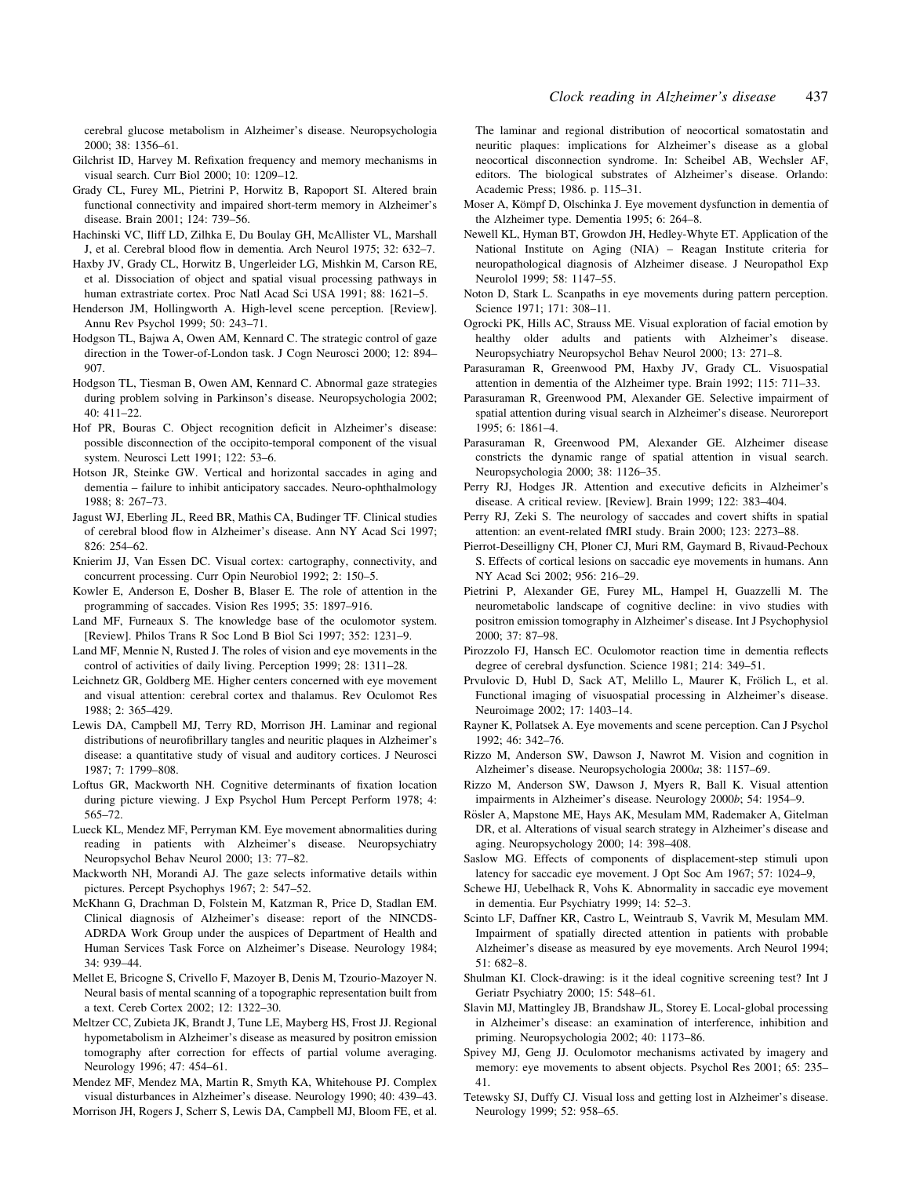cerebral glucose metabolism in Alzheimer's disease. Neuropsychologia 2000; 38: 1356–61.

Gilchrist ID, Harvey M. Refixation frequency and memory mechanisms in visual search. Curr Biol 2000; 10: 1209–12.

Grady CL, Furey ML, Pietrini P, Horwitz B, Rapoport SI. Altered brain functional connectivity and impaired short-term memory in Alzheimer's disease. Brain 2001; 124: 739–56.

Hachinski VC, Iliff LD, Zilhka E, Du Boulay GH, McAllister VL, Marshall J, et al. Cerebral blood flow in dementia. Arch Neurol 1975; 32: 632–7.

Haxby JV, Grady CL, Horwitz B, Ungerleider LG, Mishkin M, Carson RE, et al. Dissociation of object and spatial visual processing pathways in human extrastriate cortex. Proc Natl Acad Sci USA 1991; 88: 1621–5.

Henderson JM, Hollingworth A. High-level scene perception. [Review]. Annu Rev Psychol 1999; 50: 243–71.

Hodgson TL, Bajwa A, Owen AM, Kennard C. The strategic control of gaze direction in the Tower-of-London task. J Cogn Neurosci 2000; 12: 894–907.

Hodgson TL, Tiesman B, Owen AM, Kennard C. Abnormal gaze strategies during problem solving in Parkinson's disease. Neuropsychologia 2002; 40: 411–22.

Hof PR, Bouras C. Object recognition deficit in Alzheimer's disease: possible disconnection of the occipito-temporal component of the visual system. Neurosci Lett 1991; 122: 53–6.

Hotson JR, Steinke GW. Vertical and horizontal saccades in aging and dementia – failure to inhibit anticipatory saccades. Neuro-ophthalmology 1988; 8: 267–73.

Jagust WJ, Eberling JL, Reed BR, Mathis CA, Budinger TF. Clinical studies of cerebral blood flow in Alzheimer's disease. Ann NY Acad Sci 1997; 826: 254–62.

Knierim JJ, Van Essen DC. Visual cortex: cartography, connectivity, and concurrent processing. Curr Opin Neurobiol 1992; 2: 150–5.

Kowler E, Anderson E, Dosher B, Blaser E. The role of attention in the programming of saccades. Vision Res 1995; 35: 1897–916.

Land MF, Furneaux S. The knowledge base of the oculomotor system. [Review]. Philos Trans R Soc Lond B Biol Sci 1997; 352: 1231–9.

Land MF, Mennie N, Rusted J. The roles of vision and eye movements in the control of activities of daily living. Perception 1999; 28: 1311–28.

Leichnetz GR, Goldberg ME. Higher centers concerned with eye movement and visual attention: cerebral cortex and thalamus. Rev Oculomot Res 1988; 2: 365–429.

Lewis DA, Campbell MJ, Terry RD, Morrison JH. Laminar and regional distributions of neurofibrillary tangles and neuritic plaques in Alzheimer's disease: a quantitative study of visual and auditory cortices. J Neurosci 1987; 7: 1799–808.

Loftus GR, Mackworth NH. Cognitive determinants of fixation location during picture viewing. J Exp Psychol Hum Percept Perform 1978; 4: 565–72.

Lueck KL, Mendez MF, Perryman KM. Eye movement abnormalities during reading in patients with Alzheimer's disease. Neuropsychiatry Neuropsychol Behav Neurol 2000; 13: 77–82.

Mackworth NH, Morandi AJ. The gaze selects informative details within pictures. Percept Psychophys 1967; 2: 547–52.

McKhann G, Drachman D, Folstein M, Katzman R, Price D, Stadlan EM. Clinical diagnosis of Alzheimer's disease: report of the NINCDS-ADRDA Work Group under the auspices of Department of Health and Human Services Task Force on Alzheimer's Disease. Neurology 1984; 34: 939–44.

Mellet E, Bricogne S, Crivello F, Mazoyer B, Denis M, Tzourio-Mazoyer N. Neural basis of mental scanning of a topographic representation built from a text. Cereb Cortex 2002; 12: 1322–30.

Meltzer CC, Zubieta JK, Brandt J, Tune LE, Mayberg HS, Frost JJ. Regional hypometabolism in Alzheimer's disease as measured by positron emission tomography after correction for effects of partial volume averaging. Neurology 1996; 47: 454–61.

Mendez MF, Mendez MA, Martin R, Smyth KA, Whitehouse PJ. Complex visual disturbances in Alzheimer's disease. Neurology 1990; 40: 439–43.

Morrison JH, Rogers J, Scherr S, Lewis DA, Campbell MJ, Bloom FE, et al. The laminar and regional distribution of neocortical somatostatin and neuritic plaques: implications for Alzheimer's disease as a global neocortical disconnection syndrome. In: Scheibel AB, Wechsler AF, editors. The biological substrates of Alzheimer's disease. Orlando: Academic Press; 1986. p. 115–31.

Moser A, Kömpf D, Olschinka J. Eye movement dysfunction in dementia of the Alzheimer type. Dementia 1995; 6: 264–8.

Newell KL, Hyman BT, Growdon JH, Hedley-Whyte ET. Application of the National Institute on Aging (NIA) – Reagan Institute criteria for neuropathological diagnosis of Alzheimer disease. J Neuropathol Exp Neurolol 1999; 58: 1147–55.

Noton D, Stark L. Scanpaths in eye movements during pattern perception. Science 1971; 171: 308–11.

Ogrocki PK, Hills AC, Strauss ME. Visual exploration of facial emotion by healthy older adults and patients with Alzheimer's disease. Neuropsychiatry Neuropsychol Behav Neurol 2000; 13: 271–8.

Parasuraman R, Greenwood PM, Haxby JV, Grady CL. Visuospatial attention in dementia of the Alzheimer type. Brain 1992; 115: 711–33.

Parasuraman R, Greenwood PM, Alexander GE. Selective impairment of spatial attention during visual search in Alzheimer's disease. Neuroreport 1995; 6: 1861–4.

Parasuraman R, Greenwood PM, Alexander GE. Alzheimer disease constricts the dynamic range of spatial attention in visual search. Neuropsychologia 2000; 38: 1126–35.

Perry RJ, Hodges JR. Attention and executive deficits in Alzheimer's disease. A critical review. [Review]. Brain 1999; 122: 383–404.

Perry RJ, Zeki S. The neurology of saccades and covert shifts in spatial attention: an event-related fMRI study. Brain 2000; 123: 2273–88.

Pierrot-Deseilligny CH, Ploner CJ, Muri RM, Gaymard B, Rivaud-Pechoux S. Effects of cortical lesions on saccadic eye movements in humans. Ann NY Acad Sci 2002; 956: 216–29.

Pietrini P, Alexander GE, Furey ML, Hampel H, Guazzelli M. The neurometabolic landscape of cognitive decline: in vivo studies with positron emission tomography in Alzheimer's disease. Int J Psychophysiol 2000; 37: 87–98.

Pirozzolo FJ, Hansch EC. Oculomotor reaction time in dementia reflects degree of cerebral dysfunction. Science 1981; 214: 349–51.

Prvulovic D, Hubl D, Sack AT, Melillo L, Maurer K, Frölich L, et al. Functional imaging of visuospatial processing in Alzheimer's disease. Neuroimage 2002; 17: 1403–14.

Rayner K, Pollatsek A. Eye movements and scene perception. Can J Psychol 1992; 46: 342–76.

Rizzo M, Anderson SW, Dawson J, Nawrot M. Vision and cognition in Alzheimer's disease. Neuropsychologia 2000*a*; 38: 1157–69.

Rizzo M, Anderson SW, Dawson J, Myers R, Ball K. Visual attention impairments in Alzheimer's disease. Neurology 2000*b*; 54: 1954–9.

Rösler A, Mapstone ME, Hays AK, Mesulam MM, Rademaker A, Gitelman DR, et al. Alterations of visual search strategy in Alzheimer's disease and aging. Neuropsychology 2000; 14: 398–408.

Saslow MG. Effects of components of displacement-step stimuli upon latency for saccadic eye movement. J Opt Soc Am 1967; 57: 1024–9,

Schewe HJ, Uebelhack R, Vohs K. Abnormality in saccadic eye movement in dementia. Eur Psychiatry 1999; 14: 52–3.

Scinto LF, Daffner KR, Castro L, Weintraub S, Vavrik M, Mesulam MM. Impairment of spatially directed attention in patients with probable Alzheimer's disease as measured by eye movements. Arch Neurol 1994; 51: 682–8.

Shulman KI. Clock-drawing: is it the ideal cognitive screening test? Int J Geriatr Psychiatry 2000; 15: 548–61.

Slavin MJ, Mattingley JB, Brandshaw JL, Storey E. Local-global processing in Alzheimer's disease: an examination of interference, inhibition and priming. Neuropsychologia 2002; 40: 1173–86.

Spivey MJ, Geng JJ. Oculomotor mechanisms activated by imagery and memory: eye movements to absent objects. Psychol Res 2001; 65: 235–41.

Tetewsky SJ, Duffy CJ. Visual loss and getting lost in Alzheimer's disease. Neurology 1999; 52: 958–65.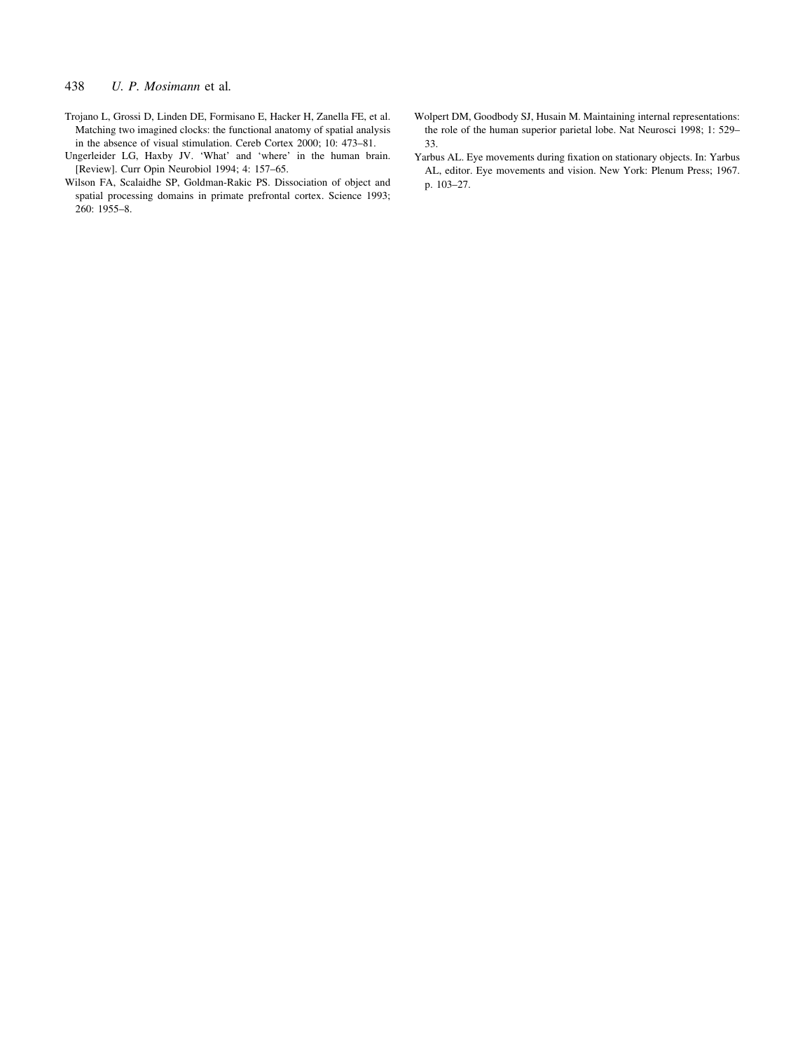Trojano L, Grossi D, Linden DE, Formisano E, Hacker H, Zanella FE, et al. Matching two imagined clocks: the functional anatomy of spatial analysis in the absence of visual stimulation. Cereb Cortex 2000; 10: 473–81.

Ungerleider LG, Haxby JV. 'What' and 'where' in the human brain. [Review]. Curr Opin Neurobiol 1994; 4: 157–65.

Wilson FA, Scalaidhe SP, Goldman-Rakic PS. Dissociation of object and spatial processing domains in primate prefrontal cortex. Science 1993; 260: 1955–8.

Wolpert DM, Goodbody SJ, Husain M. Maintaining internal representations: the role of the human superior parietal lobe. Nat Neurosci 1998; 1: 529–33.

Yarbus AL. Eye movements during fixation on stationary objects. In: Yarbus AL, editor. Eye movements and vision. New York: Plenum Press; 1967. p. 103–27.